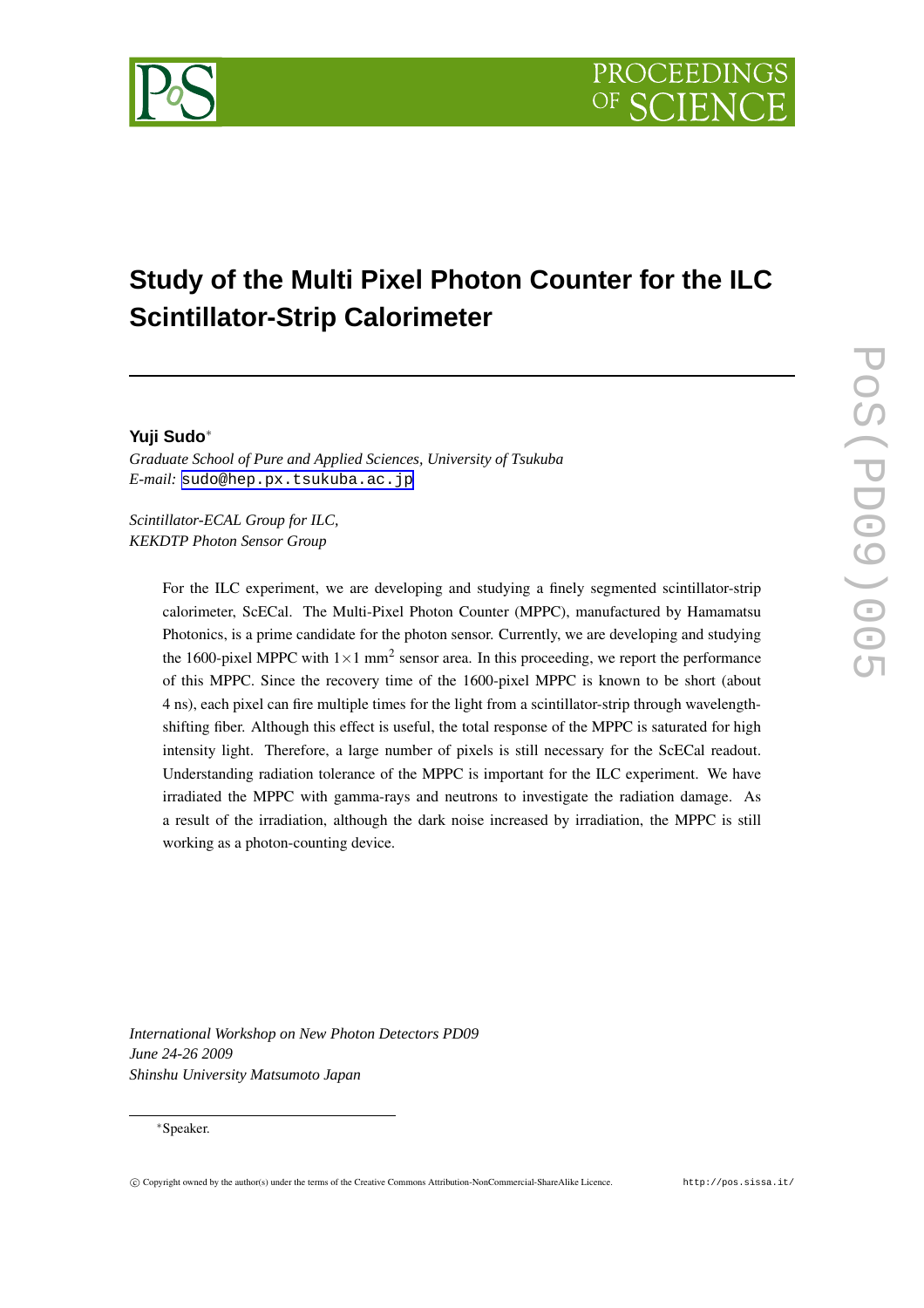# Study of the Multi Pixel Photon Counter for the ILC Scintillator-Strip Calorimeter

**Yuji Sudo***

*Graduate School of Pure and Applied Sciences, University of Tsukuba*
*E-mail:* sudo@hep.px.tsukuba.ac.jp

*Scintillator-ECAL Group for ILC,*
*KEKDTP Photon Sensor Group*

For the ILC experiment, we are developing and studying a finely segmented scintillator-strip calorimeter, ScECal. The Multi-Pixel Photon Counter (MPPC), manufactured by Hamamatsu Photonics, is a prime candidate for the photon sensor. Currently, we are developing and studying the 1600-pixel MPPC with $1\times1$ mm$^2$ sensor area. In this proceeding, we report the performance of this MPPC. Since the recovery time of the 1600-pixel MPPC is known to be short (about 4 ns), each pixel can fire multiple times for the light from a scintillator-strip through wavelength-shifting fiber. Although this effect is useful, the total response of the MPPC is saturated for high intensity light. Therefore, a large number of pixels is still necessary for the ScECal readout. Understanding radiation tolerance of the MPPC is important for the ILC experiment. We have irradiated the MPPC with gamma-rays and neutrons to investigate the radiation damage. As a result of the irradiation, although the dark noise increased by irradiation, the MPPC is still working as a photon-counting device.

*International Workshop on New Photon Detectors PD09*
*June 24-26 2009*
*Shinshu University Matsumoto Japan*

*Speaker.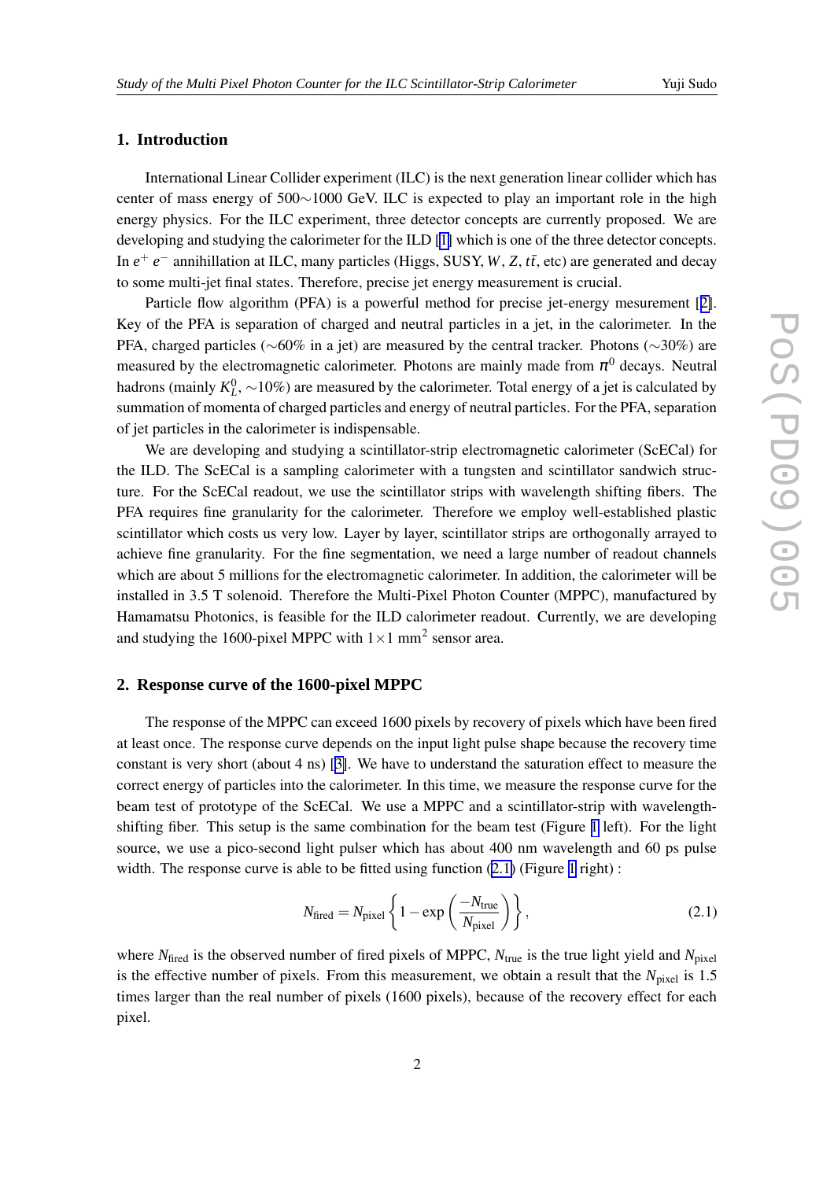## 1. Introduction

International Linear Collider experiment (ILC) is the next generation linear collider which has center of mass energy of 500$\sim$1000 GeV. ILC is expected to play an important role in the high energy physics. For the ILC experiment, three detector concepts are currently proposed. We are developing and studying the calorimeter for the ILD [1] which is one of the three detector concepts. In $e^+$ $e^-$ annihillation at ILC, many particles (Higgs, SUSY, $W$, $Z$, $t\bar{t}$, etc) are generated and decay to some multi-jet final states. Therefore, precise jet energy measurement is crucial.

Particle flow algorithm (PFA) is a powerful method for precise jet-energy mesurement [2]. Key of the PFA is separation of charged and neutral particles in a jet, in the calorimeter. In the PFA, charged particles ($\sim$60% in a jet) are measured by the central tracker. Photons ($\sim$30%) are measured by the electromagnetic calorimeter. Photons are mainly made from $\pi^0$ decays. Neutral hadrons (mainly $K_L^0$, $\sim$10%) are measured by the calorimeter. Total energy of a jet is calculated by summation of momenta of charged particles and energy of neutral particles. For the PFA, separation of jet particles in the calorimeter is indispensable.

We are developing and studying a scintillator-strip electromagnetic calorimeter (ScECal) for the ILD. The ScECal is a sampling calorimeter with a tungsten and scintillator sandwich structure. For the ScECal readout, we use the scintillator strips with wavelength shifting fibers. The PFA requires fine granularity for the calorimeter. Therefore we employ well-established plastic scintillator which costs us very low. Layer by layer, scintillator strips are orthogonally arrayed to achieve fine granularity. For the fine segmentation, we need a large number of readout channels which are about 5 millions for the electromagnetic calorimeter. In addition, the calorimeter will be installed in 3.5 T solenoid. Therefore the Multi-Pixel Photon Counter (MPPC), manufactured by Hamamatsu Photonics, is feasible for the ILD calorimeter readout. Currently, we are developing and studying the 1600-pixel MPPC with $1\times1$ mm$^2$ sensor area.

## 2. Response curve of the 1600-pixel MPPC

The response of the MPPC can exceed 1600 pixels by recovery of pixels which have been fired at least once. The response curve depends on the input light pulse shape because the recovery time constant is very short (about 4 ns) [3]. We have to understand the saturation effect to measure the correct energy of particles into the calorimeter. In this time, we measure the response curve for the beam test of prototype of the ScECal. We use a MPPC and a scintillator-strip with wavelength-shifting fiber. This setup is the same combination for the beam test (Figure 1 left). For the light source, we use a pico-second light pulser which has about 400 nm wavelength and 60 ps pulse width. The response curve is able to be fitted using function (2.1) (Figure 1 right) :

$$N_{\text{fired}} = N_{\text{pixel}} \left\{ 1 - \exp\left( \frac{-N_{\text{true}}}{N_{\text{pixel}}} \right) \right\}, \tag{2.1}$$

where $N_{\text{fired}}$ is the observed number of fired pixels of MPPC, $N_{\text{true}}$ is the true light yield and $N_{\text{pixel}}$ is the effective number of pixels. From this measurement, we obtain a result that the $N_{\text{pixel}}$ is 1.5 times larger than the real number of pixels (1600 pixels), because of the recovery effect for each pixel.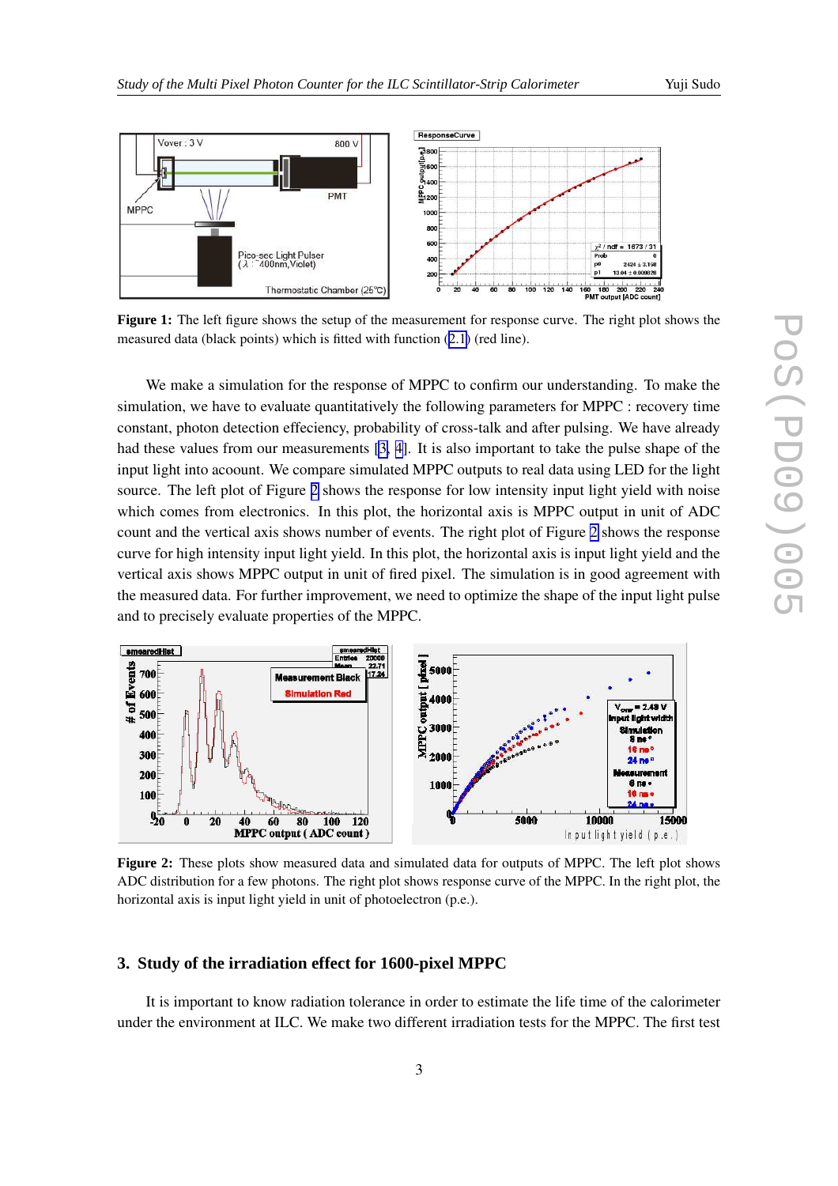**Figure 1:** The left figure shows the setup of the measurement for response curve. The right plot shows the measured data (black points) which is fitted with function (2.1) (red line).

We make a simulation for the response of MPPC to confirm our understanding. To make the simulation, we have to evaluate quantitatively the following parameters for MPPC : recovery time constant, photon detection effeciency, probability of cross-talk and after pulsing. We have already had these values from our measurements [3, 4]. It is also important to take the pulse shape of the input light into acoount. We compare simulated MPPC outputs to real data using LED for the light source. The left plot of Figure 2 shows the response for low intensity input light yield with noise which comes from electronics. In this plot, the horizontal axis is MPPC output in unit of ADC count and the vertical axis shows number of events. The right plot of Figure 2 shows the response curve for high intensity input light yield. In this plot, the horizontal axis is input light yield and the vertical axis shows MPPC output in unit of fired pixel. The simulation is in good agreement with the measured data. For further improvement, we need to optimize the shape of the input light pulse and to precisely evaluate properties of the MPPC.

**Figure 2:** These plots show measured data and simulated data for outputs of MPPC. The left plot shows ADC distribution for a few photons. The right plot shows response curve of the MPPC. In the right plot, the horizontal axis is input light yield in unit of photoelectron (p.e.).

## 3. Study of the irradiation effect for 1600-pixel MPPC

It is important to know radiation tolerance in order to estimate the life time of the calorimeter under the environment at ILC. We make two different irradiation tests for the MPPC. The first test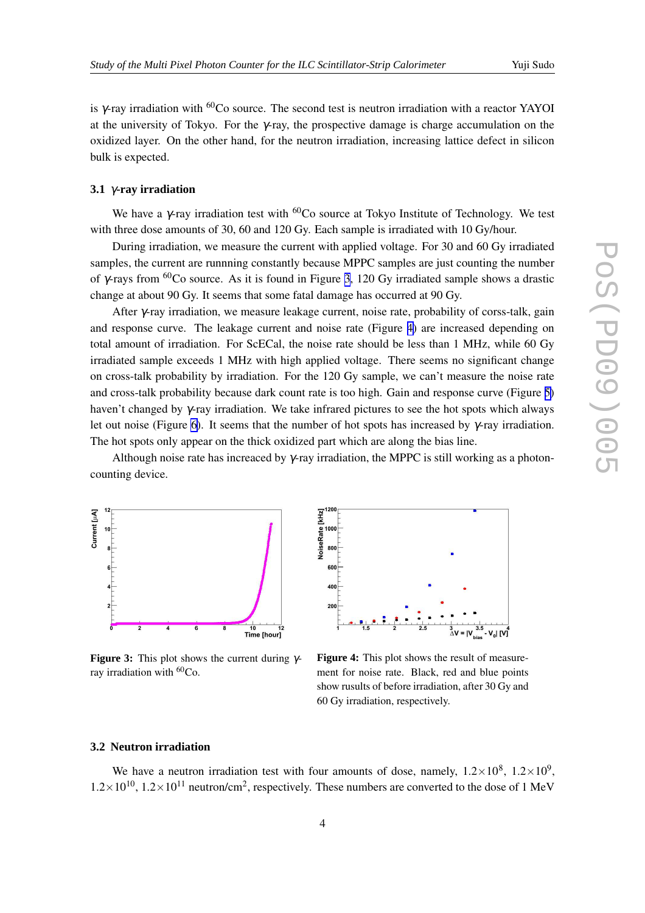is γ-ray irradiation with $^{60}$Co source. The second test is neutron irradiation with a reactor YAYOI at the university of Tokyo. For the γ-ray, the prospective damage is charge accumulation on the oxidized layer. On the other hand, for the neutron irradiation, increasing lattice defect in silicon bulk is expected.

### 3.1 γ-ray irradiation

We have a γ-ray irradiation test with $^{60}$Co source at Tokyo Institute of Technology. We test with three dose amounts of 30, 60 and 120 Gy. Each sample is irradiated with 10 Gy/hour.

During irradiation, we measure the current with applied voltage. For 30 and 60 Gy irradiated samples, the current are runnning constantly because MPPC samples are just counting the number of γ-rays from $^{60}$Co source. As it is found in Figure 3, 120 Gy irradiated sample shows a drastic change at about 90 Gy. It seems that some fatal damage has occurred at 90 Gy.

After γ-ray irradiation, we measure leakage current, noise rate, probability of corss-talk, gain and response curve. The leakage current and noise rate (Figure 4) are increased depending on total amount of irradiation. For ScECal, the noise rate should be less than 1 MHz, while 60 Gy irradiated sample exceeds 1 MHz with high applied voltage. There seems no significant change on cross-talk probability by irradiation. For the 120 Gy sample, we can't measure the noise rate and cross-talk probability because dark count rate is too high. Gain and response curve (Figure 5) haven't changed by γ-ray irradiation. We take infrared pictures to see the hot spots which always let out noise (Figure 6). It seems that the number of hot spots has increased by γ-ray irradiation. The hot spots only appear on the thick oxidized part which are along the bias line.

Although noise rate has increaced by γ-ray irradiation, the MPPC is still working as a photon-counting device.

**Figure 3:** This plot shows the current during γ-ray irradiation with $^{60}$Co.

**Figure 4:** This plot shows the result of measurement for noise rate. Black, red and blue points show rusults of before irradiation, after 30 Gy and 60 Gy irradiation, respectively.

### 3.2 Neutron irradiation

We have a neutron irradiation test with four amounts of dose, namely, $1.2\times10^{8}$, $1.2\times10^{9}$, $1.2\times10^{10}$, $1.2\times10^{11}$ neutron/cm$^2$, respectively. These numbers are converted to the dose of 1 MeV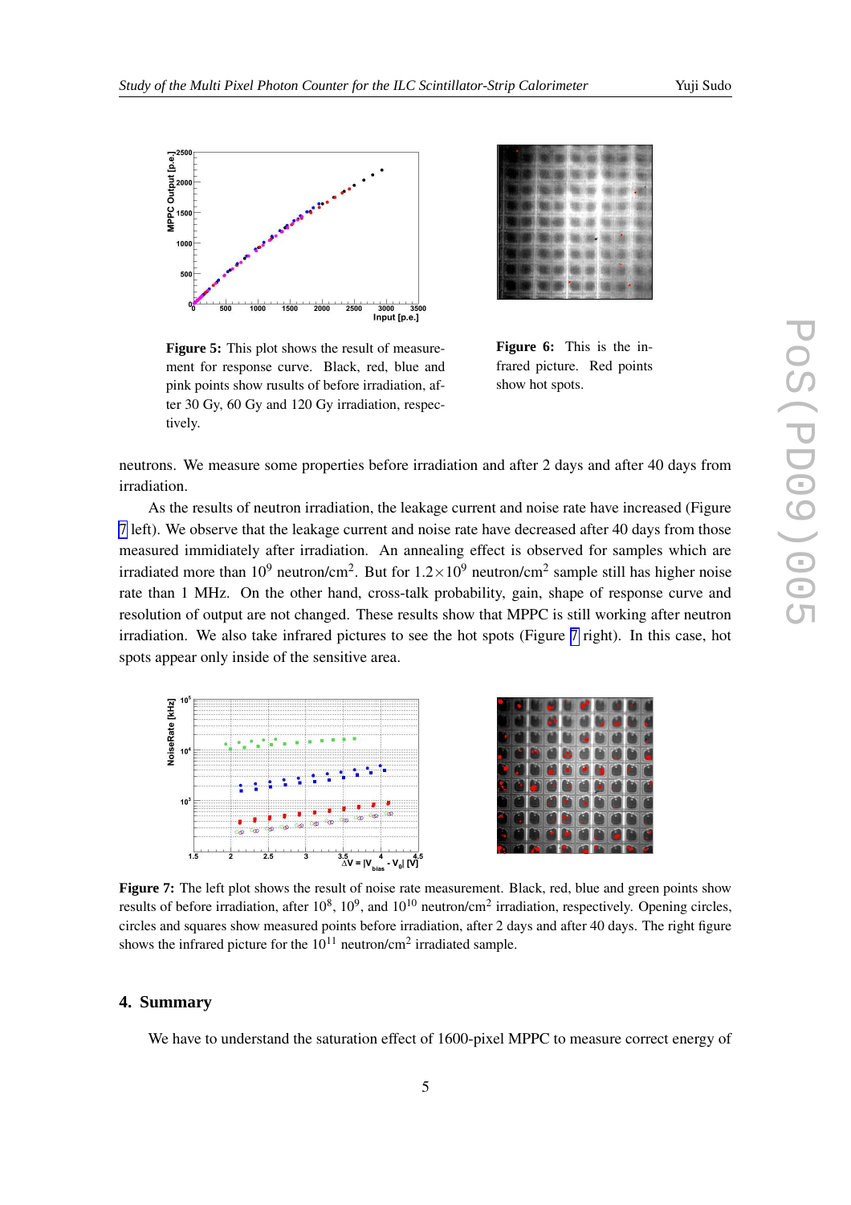**Figure 5:** This plot shows the result of measurement for response curve. Black, red, blue and pink points show rusults of before irradiation, after 30 Gy, 60 Gy and 120 Gy irradiation, respectively.

**Figure 6:** This is the infrared picture. Red points show hot spots.

neutrons. We measure some properties before irradiation and after 2 days and after 40 days from irradiation.

As the results of neutron irradiation, the leakage current and noise rate have increased (Figure 7 left). We observe that the leakage current and noise rate have decreased after 40 days from those measured immidiately after irradiation. An annealing effect is observed for samples which are irradiated more than $10^9$ neutron/cm$^2$. But for $1.2\times10^9$ neutron/cm$^2$ sample still has higher noise rate than 1 MHz. On the other hand, cross-talk probability, gain, shape of response curve and resolution of output are not changed. These results show that MPPC is still working after neutron irradiation. We also take infrared pictures to see the hot spots (Figure 7 right). In this case, hot spots appear only inside of the sensitive area.

**Figure 7:** The left plot shows the result of noise rate measurement. Black, red, blue and green points show results of before irradiation, after $10^8$, $10^9$, and $10^{10}$ neutron/cm$^2$ irradiation, respectively. Opening circles, circles and squares show measured points before irradiation, after 2 days and after 40 days. The right figure shows the infrared picture for the $10^{11}$ neutron/cm$^2$ irradiated sample.

## 4. Summary

We have to understand the saturation effect of 1600-pixel MPPC to measure correct energy of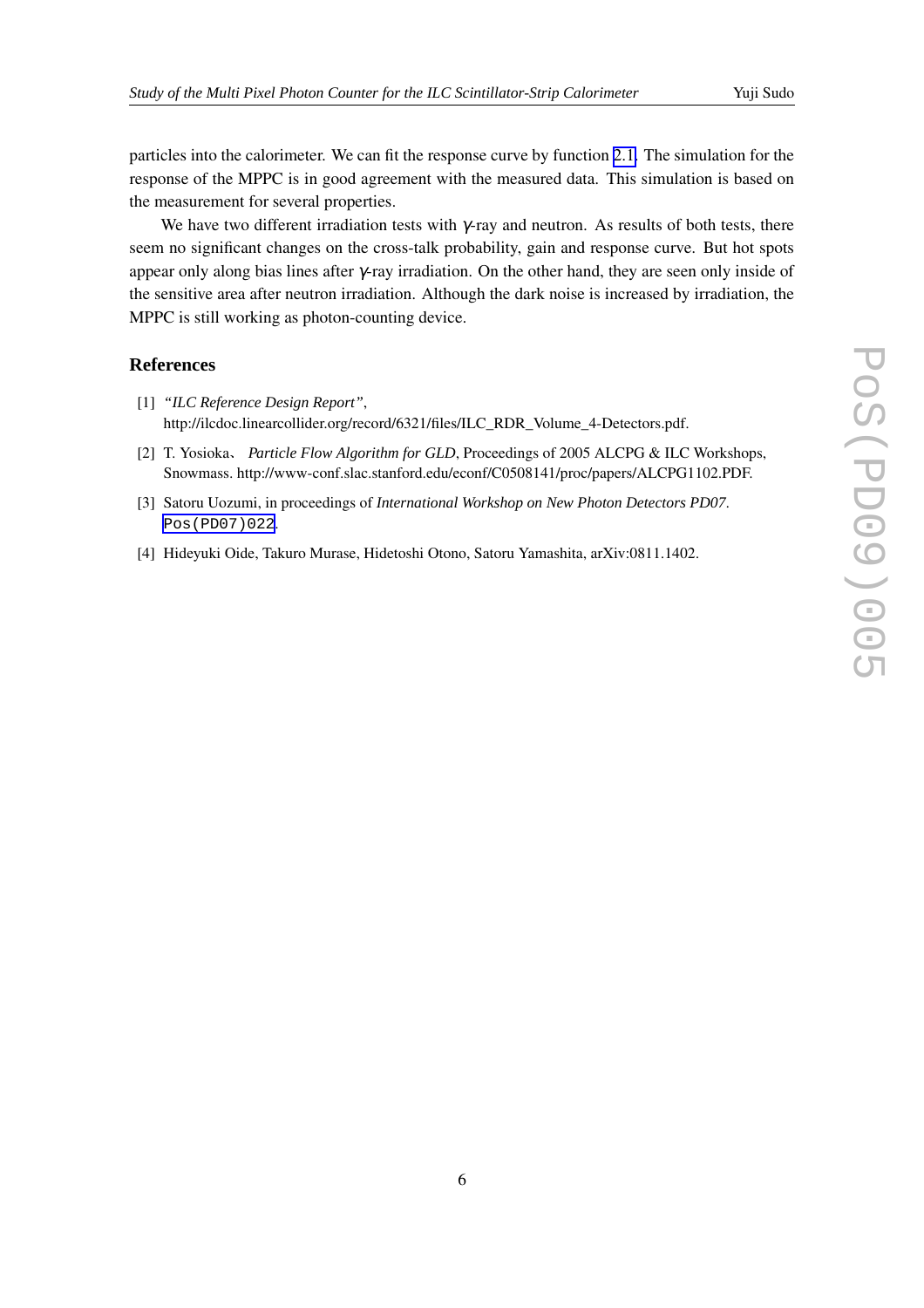particles into the calorimeter. We can fit the response curve by function 2.1. The simulation for the response of the MPPC is in good agreement with the measured data. This simulation is based on the measurement for several properties.

We have two different irradiation tests with $\gamma$-ray and neutron. As results of both tests, there seem no significant changes on the cross-talk probability, gain and response curve. But hot spots appear only along bias lines after $\gamma$-ray irradiation. On the other hand, they are seen only inside of the sensitive area after neutron irradiation. Although the dark noise is increased by irradiation, the MPPC is still working as photon-counting device.

## References

[1] *"ILC Reference Design Report"*, http://ilcdoc.linearcollider.org/record/6321/files/ILC_RDR_Volume_4-Detectors.pdf.

[2] T. Yosioka、 *Particle Flow Algorithm for GLD*, Proceedings of 2005 ALCPG & ILC Workshops, Snowmass. http://www-conf.slac.stanford.edu/econf/C0508141/proc/papers/ALCPG1102.PDF.

[3] Satoru Uozumi, in proceedings of *International Workshop on New Photon Detectors PD07*. Pos(PD07)022.

[4] Hideyuki Oide, Takuro Murase, Hidetoshi Otono, Satoru Yamashita, arXiv:0811.1402.